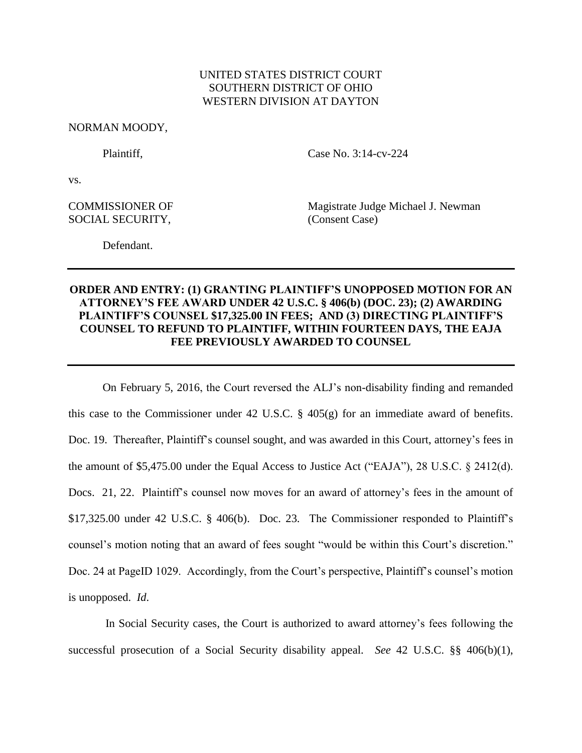UNITED STATES DISTRICT COURT
SOUTHERN DISTRICT OF OHIO
WESTERN DIVISION AT DAYTON

NORMAN MOODY,

Plaintiff,

Case No. 3:14-cv-224

vs.

COMMISSIONER OF SOCIAL SECURITY,

Magistrate Judge Michael J. Newman
(Consent Case)

Defendant.

---

**ORDER AND ENTRY: (1) GRANTING PLAINTIFF'S UNOPPOSED MOTION FOR AN ATTORNEY'S FEE AWARD UNDER 42 U.S.C. § 406(b) (DOC. 23); (2) AWARDING PLAINTIFF'S COUNSEL $17,325.00 IN FEES; AND (3) DIRECTING PLAINTIFF'S COUNSEL TO REFUND TO PLAINTIFF, WITHIN FOURTEEN DAYS, THE EAJA FEE PREVIOUSLY AWARDED TO COUNSEL**

---

On February 5, 2016, the Court reversed the ALJ's non-disability finding and remanded this case to the Commissioner under 42 U.S.C. § 405(g) for an immediate award of benefits. Doc. 19. Thereafter, Plaintiff's counsel sought, and was awarded in this Court, attorney's fees in the amount of $5,475.00 under the Equal Access to Justice Act ("EAJA"), 28 U.S.C. § 2412(d). Docs. 21, 22. Plaintiff's counsel now moves for an award of attorney's fees in the amount of $17,325.00 under 42 U.S.C. § 406(b). Doc. 23. The Commissioner responded to Plaintiff's counsel's motion noting that an award of fees sought "would be within this Court's discretion." Doc. 24 at PageID 1029. Accordingly, from the Court's perspective, Plaintiff's counsel's motion is unopposed. *Id.*

In Social Security cases, the Court is authorized to award attorney's fees following the successful prosecution of a Social Security disability appeal. *See* 42 U.S.C. §§ 406(b)(1),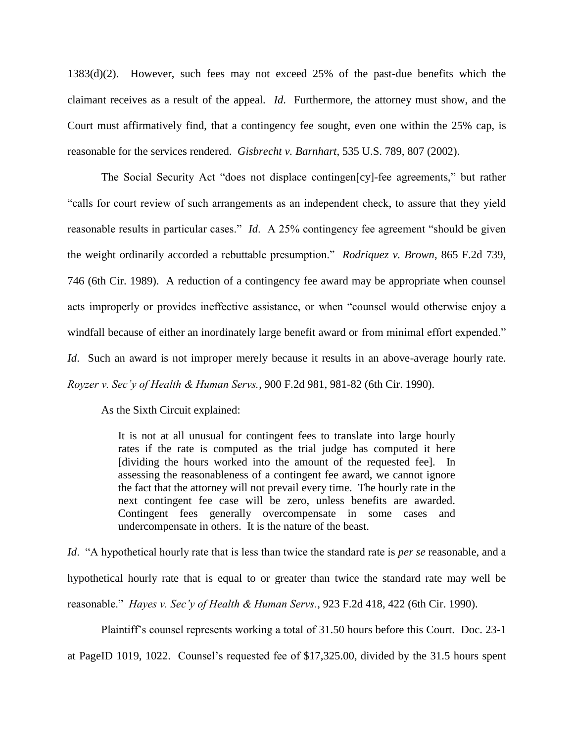1383(d)(2). However, such fees may not exceed 25% of the past-due benefits which the claimant receives as a result of the appeal. *Id.* Furthermore, the attorney must show, and the Court must affirmatively find, that a contingency fee sought, even one within the 25% cap, is reasonable for the services rendered. *Gisbrecht v. Barnhart*, 535 U.S. 789, 807 (2002).

The Social Security Act "does not displace contingen[cy]-fee agreements," but rather "calls for court review of such arrangements as an independent check, to assure that they yield reasonable results in particular cases." *Id*. A 25% contingency fee agreement "should be given the weight ordinarily accorded a rebuttable presumption." *Rodriquez v. Brown*, 865 F.2d 739, 746 (6th Cir. 1989). A reduction of a contingency fee award may be appropriate when counsel acts improperly or provides ineffective assistance, or when "counsel would otherwise enjoy a windfall because of either an inordinately large benefit award or from minimal effort expended." *Id*. Such an award is not improper merely because it results in an above-average hourly rate. *Royzer v. Sec'y of Health & Human Servs.*, 900 F.2d 981, 981-82 (6th Cir. 1990).

As the Sixth Circuit explained:

> It is not at all unusual for contingent fees to translate into large hourly rates if the rate is computed as the trial judge has computed it here [dividing the hours worked into the amount of the requested fee]. In assessing the reasonableness of a contingent fee award, we cannot ignore the fact that the attorney will not prevail every time. The hourly rate in the next contingent fee case will be zero, unless benefits are awarded. Contingent fees generally overcompensate in some cases and undercompensate in others. It is the nature of the beast.

*Id*. "A hypothetical hourly rate that is less than twice the standard rate is *per se* reasonable, and a hypothetical hourly rate that is equal to or greater than twice the standard rate may well be reasonable." *Hayes v. Sec'y of Health & Human Servs.*, 923 F.2d 418, 422 (6th Cir. 1990).

Plaintiff's counsel represents working a total of 31.50 hours before this Court. Doc. 23-1 at PageID 1019, 1022. Counsel's requested fee of $17,325.00, divided by the 31.5 hours spent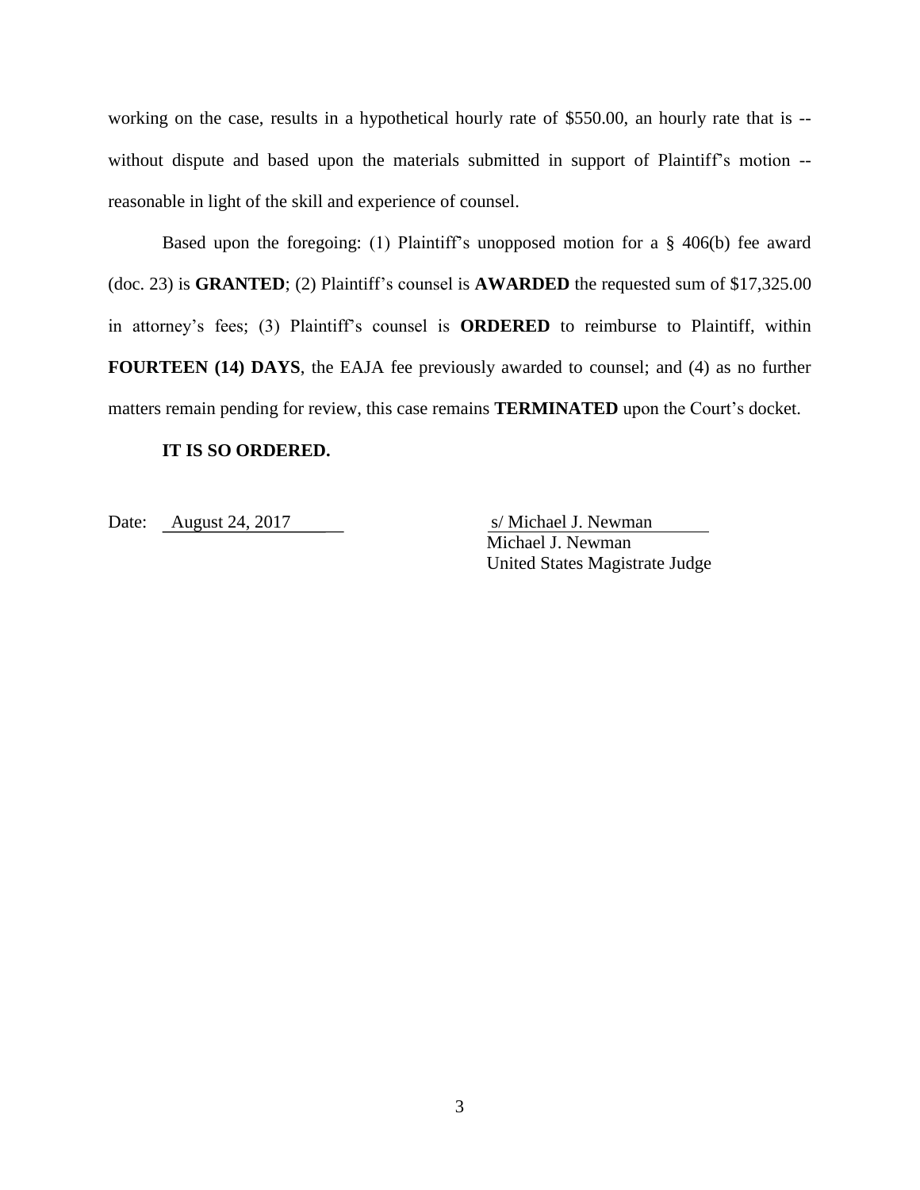working on the case, results in a hypothetical hourly rate of $550.00, an hourly rate that is -- without dispute and based upon the materials submitted in support of Plaintiff's motion -- reasonable in light of the skill and experience of counsel.

Based upon the foregoing: (1) Plaintiff's unopposed motion for a § 406(b) fee award (doc. 23) is **GRANTED**; (2) Plaintiff's counsel is **AWARDED** the requested sum of $17,325.00 in attorney's fees; (3) Plaintiff's counsel is **ORDERED** to reimburse to Plaintiff, within **FOURTEEN (14) DAYS**, the EAJA fee previously awarded to counsel; and (4) as no further matters remain pending for review, this case remains **TERMINATED** upon the Court's docket.

**IT IS SO ORDERED.**

Date: August 24, 2017

s/ Michael J. Newman
Michael J. Newman
United States Magistrate Judge